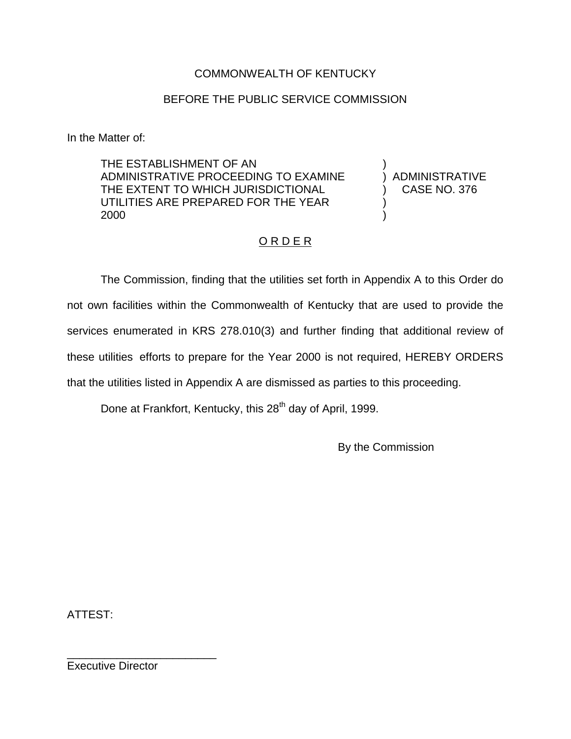COMMONWEALTH OF KENTUCKY

BEFORE THE PUBLIC SERVICE COMMISSION

In the Matter of:

| | | |
|---|---|---|
| THE ESTABLISHMENT OF AN ADMINISTRATIVE PROCEEDING TO EXAMINE THE EXTENT TO WHICH JURISDICTIONAL UTILITIES ARE PREPARED FOR THE YEAR 2000 | ) | ADMINISTRATIVE CASE NO. 376 |

## O R D E R

The Commission, finding that the utilities set forth in Appendix A to this Order do not own facilities within the Commonwealth of Kentucky that are used to provide the services enumerated in KRS 278.010(3) and further finding that additional review of these utilities efforts to prepare for the Year 2000 is not required, HEREBY ORDERS that the utilities listed in Appendix A are dismissed as parties to this proceeding.

Done at Frankfort, Kentucky, this 28th day of April, 1999.

By the Commission

ATTEST:

\_\_\_\_\_\_\_\_\_\_\_\_\_\_\_\_\_\_\_\_\_\_\_\_
Executive Director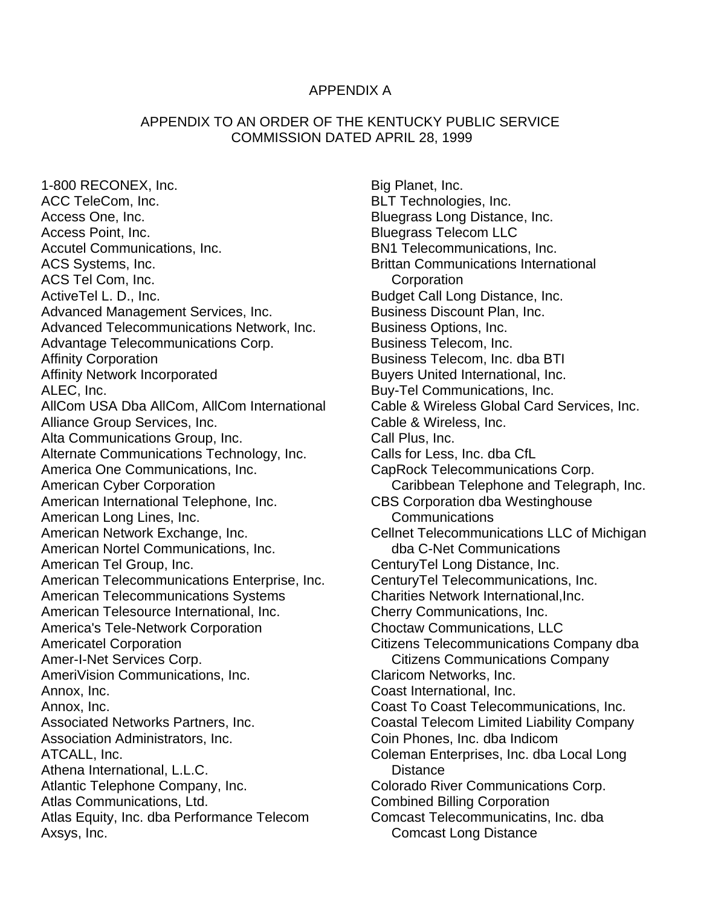APPENDIX A

APPENDIX TO AN ORDER OF THE KENTUCKY PUBLIC SERVICE COMMISSION DATED APRIL 28, 1999

1-800 RECONEX, Inc.
ACC TeleCom, Inc.
Access One, Inc.
Access Point, Inc.
Accutel Communications, Inc.
ACS Systems, Inc.
ACS Tel Com, Inc.
ActiveTel L. D., Inc.
Advanced Management Services, Inc.
Advanced Telecommunications Network, Inc.
Advantage Telecommunications Corp.
Affinity Corporation
Affinity Network Incorporated
ALEC, Inc.
AllCom USA Dba AllCom, AllCom International
Alliance Group Services, Inc.
Alta Communications Group, Inc.
Alternate Communications Technology, Inc.
America One Communications, Inc.
American Cyber Corporation
American International Telephone, Inc.
American Long Lines, Inc.
American Network Exchange, Inc.
American Nortel Communications, Inc.
American Tel Group, Inc.
American Telecommunications Enterprise, Inc.
American Telecommunications Systems
American Telesource International, Inc.
America's Tele-Network Corporation
Americatel Corporation
Amer-I-Net Services Corp.
AmeriVision Communications, Inc.
Annox, Inc.
Annox, Inc.
Associated Networks Partners, Inc.
Association Administrators, Inc.
ATCALL, Inc.
Athena International, L.L.C.
Atlantic Telephone Company, Inc.
Atlas Communications, Ltd.
Atlas Equity, Inc. dba Performance Telecom
Axsys, Inc.
Big Planet, Inc.
BLT Technologies, Inc.
Bluegrass Long Distance, Inc.
Bluegrass Telecom LLC
BN1 Telecommunications, Inc.
Brittan Communications International Corporation
Budget Call Long Distance, Inc.
Business Discount Plan, Inc.
Business Options, Inc.
Business Telecom, Inc.
Business Telecom, Inc. dba BTI
Buyers United International, Inc.
Buy-Tel Communications, Inc.
Cable & Wireless Global Card Services, Inc.
Cable & Wireless, Inc.
Call Plus, Inc.
Calls for Less, Inc. dba CfL
CapRock Telecommunications Corp.
Caribbean Telephone and Telegraph, Inc.
CBS Corporation dba Westinghouse Communications
Cellnet Telecommunications LLC of Michigan dba C-Net Communications
CenturyTel Long Distance, Inc.
CenturyTel Telecommunications, Inc.
Charities Network International,Inc.
Cherry Communications, Inc.
Choctaw Communications, LLC
Citizens Telecommunications Company dba Citizens Communications Company
Claricom Networks, Inc.
Coast International, Inc.
Coast To Coast Telecommunications, Inc.
Coastal Telecom Limited Liability Company
Coin Phones, Inc. dba Indicom
Coleman Enterprises, Inc. dba Local Long Distance
Colorado River Communications Corp.
Combined Billing Corporation
Comcast Telecommunicatins, Inc. dba Comcast Long Distance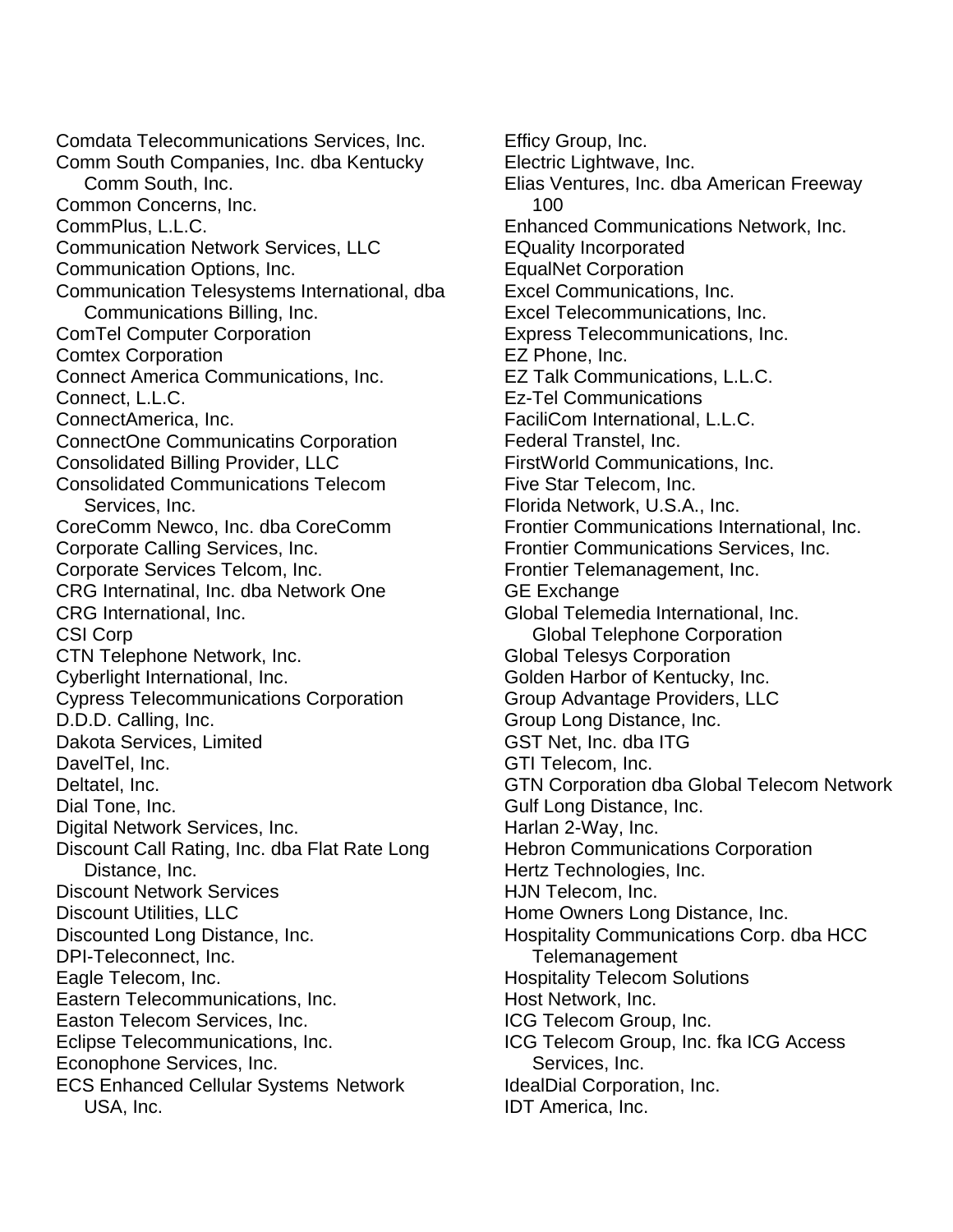Comdata Telecommunications Services, Inc.
Comm South Companies, Inc. dba Kentucky Comm South, Inc.
Common Concerns, Inc.
CommPlus, L.L.C.
Communication Network Services, LLC
Communication Options, Inc.
Communication Telesystems International, dba Communications Billing, Inc.
ComTel Computer Corporation
Comtex Corporation
Connect America Communications, Inc.
Connect, L.L.C.
ConnectAmerica, Inc.
ConnectOne Communicatins Corporation
Consolidated Billing Provider, LLC
Consolidated Communications Telecom Services, Inc.
CoreComm Newco, Inc. dba CoreComm
Corporate Calling Services, Inc.
Corporate Services Telcom, Inc.
CRG Internatinal, Inc. dba Network One
CRG International, Inc.
CSI Corp
CTN Telephone Network, Inc.
Cyberlight International, Inc.
Cypress Telecommunications Corporation
D.D.D. Calling, Inc.
Dakota Services, Limited
DavelTel, Inc.
Deltatel, Inc.
Dial Tone, Inc.
Digital Network Services, Inc.
Discount Call Rating, Inc. dba Flat Rate Long Distance, Inc.
Discount Network Services
Discount Utilities, LLC
Discounted Long Distance, Inc.
DPI-Teleconnect, Inc.
Eagle Telecom, Inc.
Eastern Telecommunications, Inc.
Easton Telecom Services, Inc.
Eclipse Telecommunications, Inc.
Econophone Services, Inc.
ECS Enhanced Cellular Systems Network USA, Inc.
Efficy Group, Inc.
Electric Lightwave, Inc.
Elias Ventures, Inc. dba American Freeway 100
Enhanced Communications Network, Inc.
EQuality Incorporated
EqualNet Corporation
Excel Communications, Inc.
Excel Telecommunications, Inc.
Express Telecommunications, Inc.
EZ Phone, Inc.
EZ Talk Communications, L.L.C.
Ez-Tel Communications
FaciliCom International, L.L.C.
Federal Transtel, Inc.
FirstWorld Communications, Inc.
Five Star Telecom, Inc.
Florida Network, U.S.A., Inc.
Frontier Communications International, Inc.
Frontier Communications Services, Inc.
Frontier Telemanagement, Inc.
GE Exchange
Global Telemedia International, Inc. Global Telephone Corporation
Global Telesys Corporation
Golden Harbor of Kentucky, Inc.
Group Advantage Providers, LLC
Group Long Distance, Inc.
GST Net, Inc. dba ITG
GTI Telecom, Inc.
GTN Corporation dba Global Telecom Network
Gulf Long Distance, Inc.
Harlan 2-Way, Inc.
Hebron Communications Corporation
Hertz Technologies, Inc.
HJN Telecom, Inc.
Home Owners Long Distance, Inc.
Hospitality Communications Corp. dba HCC Telemanagement
Hospitality Telecom Solutions
Host Network, Inc.
ICG Telecom Group, Inc.
ICG Telecom Group, Inc. fka ICG Access Services, Inc.
IdealDial Corporation, Inc.
IDT America, Inc.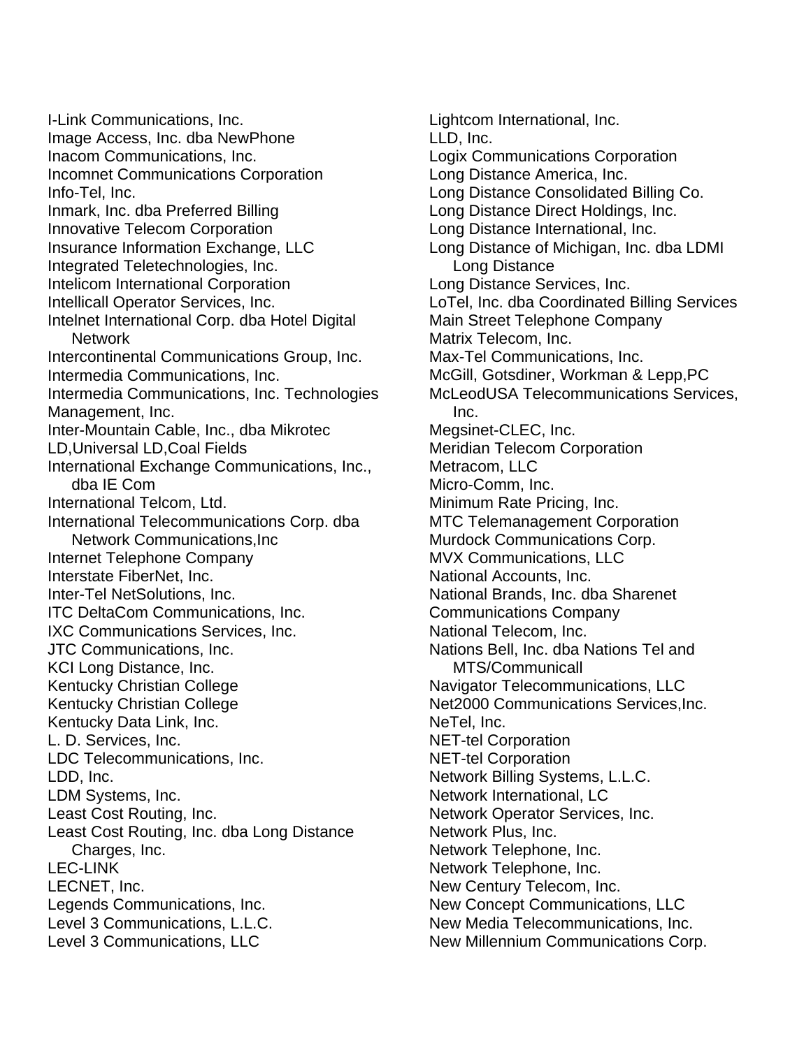I-Link Communications, Inc.
Image Access, Inc. dba NewPhone
Inacom Communications, Inc.
Incomnet Communications Corporation
Info-Tel, Inc.
Inmark, Inc. dba Preferred Billing
Innovative Telecom Corporation
Insurance Information Exchange, LLC
Integrated Teletechnologies, Inc.
Intelicom International Corporation
Intellicall Operator Services, Inc.
Intelnet International Corp. dba Hotel Digital Network
Intercontinental Communications Group, Inc.
Intermedia Communications, Inc.
Intermedia Communications, Inc. Technologies Management, Inc.
Inter-Mountain Cable, Inc., dba Mikrotec LD,Universal LD,Coal Fields
International Exchange Communications, Inc., dba IE Com
International Telcom, Ltd.
International Telecommunications Corp. dba Network Communications,Inc
Internet Telephone Company
Interstate FiberNet, Inc.
Inter-Tel NetSolutions, Inc.
ITC DeltaCom Communications, Inc.
IXC Communications Services, Inc.
JTC Communications, Inc.
KCI Long Distance, Inc.
Kentucky Christian College
Kentucky Christian College
Kentucky Data Link, Inc.
L. D. Services, Inc.
LDC Telecommunications, Inc.
LDD, Inc.
LDM Systems, Inc.
Least Cost Routing, Inc.
Least Cost Routing, Inc. dba Long Distance Charges, Inc.
LEC-LINK
LECNET, Inc.
Legends Communications, Inc.
Level 3 Communications, L.L.C.
Level 3 Communications, LLC
Lightcom International, Inc.
LLD, Inc.
Logix Communications Corporation
Long Distance America, Inc.
Long Distance Consolidated Billing Co.
Long Distance Direct Holdings, Inc.
Long Distance International, Inc.
Long Distance of Michigan, Inc. dba LDMI Long Distance
Long Distance Services, Inc.
LoTel, Inc. dba Coordinated Billing Services
Main Street Telephone Company
Matrix Telecom, Inc.
Max-Tel Communications, Inc.
McGill, Gotsdiner, Workman & Lepp,PC
McLeodUSA Telecommunications Services, Inc.
Megsinet-CLEC, Inc.
Meridian Telecom Corporation
Metracom, LLC
Micro-Comm, Inc.
Minimum Rate Pricing, Inc.
MTC Telemanagement Corporation
Murdock Communications Corp.
MVX Communications, LLC
National Accounts, Inc.
National Brands, Inc. dba Sharenet Communications Company
National Telecom, Inc.
Nations Bell, Inc. dba Nations Tel and MTS/Communicall
Navigator Telecommunications, LLC
Net2000 Communications Services,Inc.
NeTel, Inc.
NET-tel Corporation
NET-tel Corporation
Network Billing Systems, L.L.C.
Network International, LC
Network Operator Services, Inc.
Network Plus, Inc.
Network Telephone, Inc.
Network Telephone, Inc.
New Century Telecom, Inc.
New Concept Communications, LLC
New Media Telecommunications, Inc.
New Millennium Communications Corp.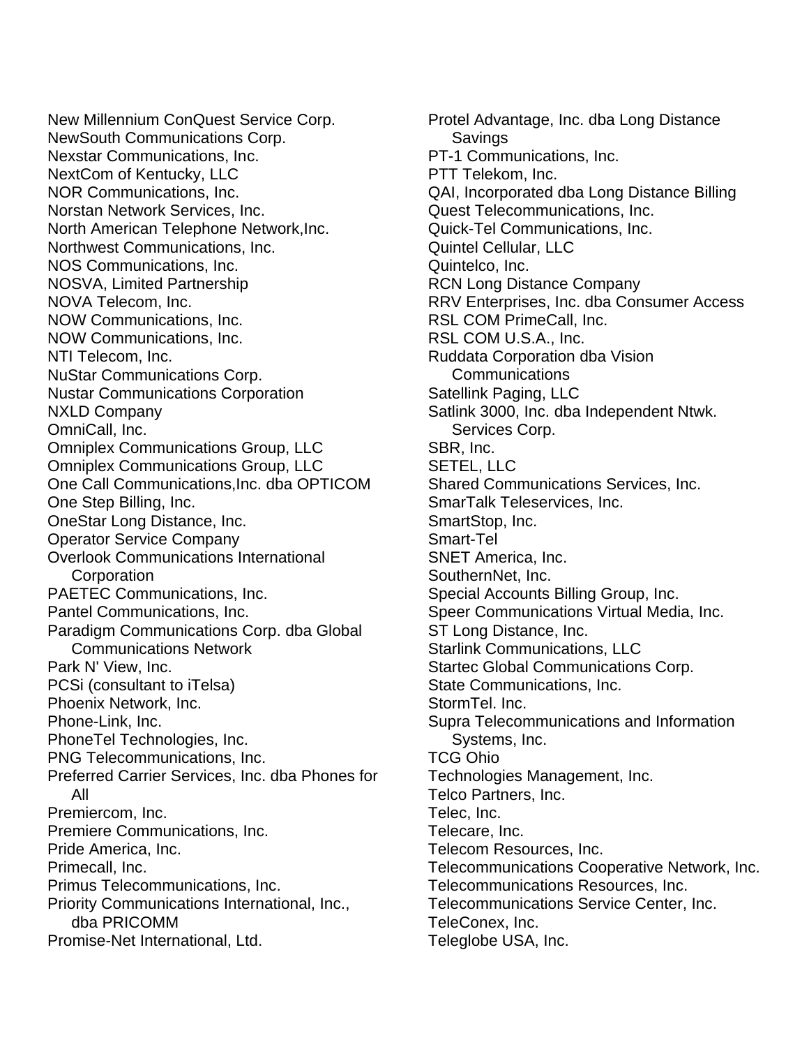New Millennium ConQuest Service Corp.
NewSouth Communications Corp.
Nexstar Communications, Inc.
NextCom of Kentucky, LLC
NOR Communications, Inc.
Norstan Network Services, Inc.
North American Telephone Network,Inc.
Northwest Communications, Inc.
NOS Communications, Inc.
NOSVA, Limited Partnership
NOVA Telecom, Inc.
NOW Communications, Inc.
NOW Communications, Inc.
NTI Telecom, Inc.
NuStar Communications Corp.
Nustar Communications Corporation
NXLD Company
OmniCall, Inc.
Omniplex Communications Group, LLC
Omniplex Communications Group, LLC
One Call Communications,Inc. dba OPTICOM
One Step Billing, Inc.
OneStar Long Distance, Inc.
Operator Service Company
Overlook Communications International Corporation
PAETEC Communications, Inc.
Pantel Communications, Inc.
Paradigm Communications Corp. dba Global Communications Network
Park N' View, Inc.
PCSi (consultant to iTelsa)
Phoenix Network, Inc.
Phone-Link, Inc.
PhoneTel Technologies, Inc.
PNG Telecommunications, Inc.
Preferred Carrier Services, Inc. dba Phones for All
Premiercom, Inc.
Premiere Communications, Inc.
Pride America, Inc.
Primecall, Inc.
Primus Telecommunications, Inc.
Priority Communications International, Inc., dba PRICOMM
Promise-Net International, Ltd.
Protel Advantage, Inc. dba Long Distance Savings
PT-1 Communications, Inc.
PTT Telekom, Inc.
QAI, Incorporated dba Long Distance Billing
Quest Telecommunications, Inc.
Quick-Tel Communications, Inc.
Quintel Cellular, LLC
Quintelco, Inc.
RCN Long Distance Company
RRV Enterprises, Inc. dba Consumer Access
RSL COM PrimeCall, Inc.
RSL COM U.S.A., Inc.
Ruddata Corporation dba Vision Communications
Satellink Paging, LLC
Satlink 3000, Inc. dba Independent Ntwk. Services Corp.
SBR, Inc.
SETEL, LLC
Shared Communications Services, Inc.
SmarTalk Teleservices, Inc.
SmartStop, Inc.
Smart-Tel
SNET America, Inc.
SouthernNet, Inc.
Special Accounts Billing Group, Inc.
Speer Communications Virtual Media, Inc.
ST Long Distance, Inc.
Starlink Communications, LLC
Startec Global Communications Corp.
State Communications, Inc.
StormTel. Inc.
Supra Telecommunications and Information Systems, Inc.
TCG Ohio
Technologies Management, Inc.
Telco Partners, Inc.
Telec, Inc.
Telecare, Inc.
Telecom Resources, Inc.
Telecommunications Cooperative Network, Inc.
Telecommunications Resources, Inc.
Telecommunications Service Center, Inc.
TeleConex, Inc.
Teleglobe USA, Inc.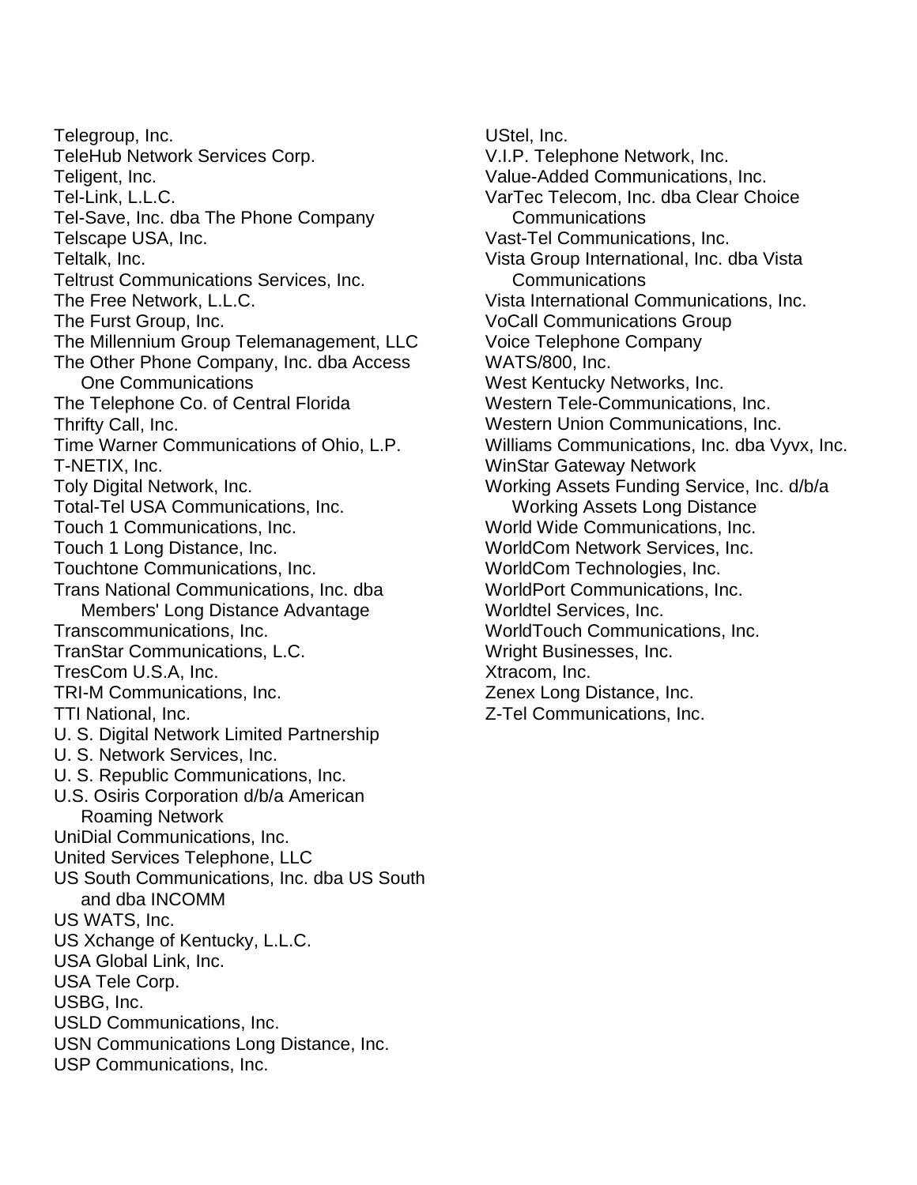Telegroup, Inc.
TeleHub Network Services Corp.
Teligent, Inc.
Tel-Link, L.L.C.
Tel-Save, Inc. dba The Phone Company
Telscape USA, Inc.
Teltalk, Inc.
Teltrust Communications Services, Inc.
The Free Network, L.L.C.
The Furst Group, Inc.
The Millennium Group Telemanagement, LLC
The Other Phone Company, Inc. dba Access One Communications
The Telephone Co. of Central Florida
Thrifty Call, Inc.
Time Warner Communications of Ohio, L.P.
T-NETIX, Inc.
Toly Digital Network, Inc.
Total-Tel USA Communications, Inc.
Touch 1 Communications, Inc.
Touch 1 Long Distance, Inc.
Touchtone Communications, Inc.
Trans National Communications, Inc. dba Members' Long Distance Advantage
Transcommunications, Inc.
TranStar Communications, L.C.
TresCom U.S.A, Inc.
TRI-M Communications, Inc.
TTI National, Inc.
U. S. Digital Network Limited Partnership
U. S. Network Services, Inc.
U. S. Republic Communications, Inc.
U.S. Osiris Corporation d/b/a American Roaming Network
UniDial Communications, Inc.
United Services Telephone, LLC
US South Communications, Inc. dba US South and dba INCOMM
US WATS, Inc.
US Xchange of Kentucky, L.L.C.
USA Global Link, Inc.
USA Tele Corp.
USBG, Inc.
USLD Communications, Inc.
USN Communications Long Distance, Inc.
USP Communications, Inc.
UStel, Inc.
V.I.P. Telephone Network, Inc.
Value-Added Communications, Inc.
VarTec Telecom, Inc. dba Clear Choice Communications
Vast-Tel Communications, Inc.
Vista Group International, Inc. dba Vista Communications
Vista International Communications, Inc.
VoCall Communications Group
Voice Telephone Company
WATS/800, Inc.
West Kentucky Networks, Inc.
Western Tele-Communications, Inc.
Western Union Communications, Inc.
Williams Communications, Inc. dba Vyvx, Inc.
WinStar Gateway Network
Working Assets Funding Service, Inc. d/b/a Working Assets Long Distance
World Wide Communications, Inc.
WorldCom Network Services, Inc.
WorldCom Technologies, Inc.
WorldPort Communications, Inc.
Worldtel Services, Inc.
WorldTouch Communications, Inc.
Wright Businesses, Inc.
Xtracom, Inc.
Zenex Long Distance, Inc.
Z-Tel Communications, Inc.